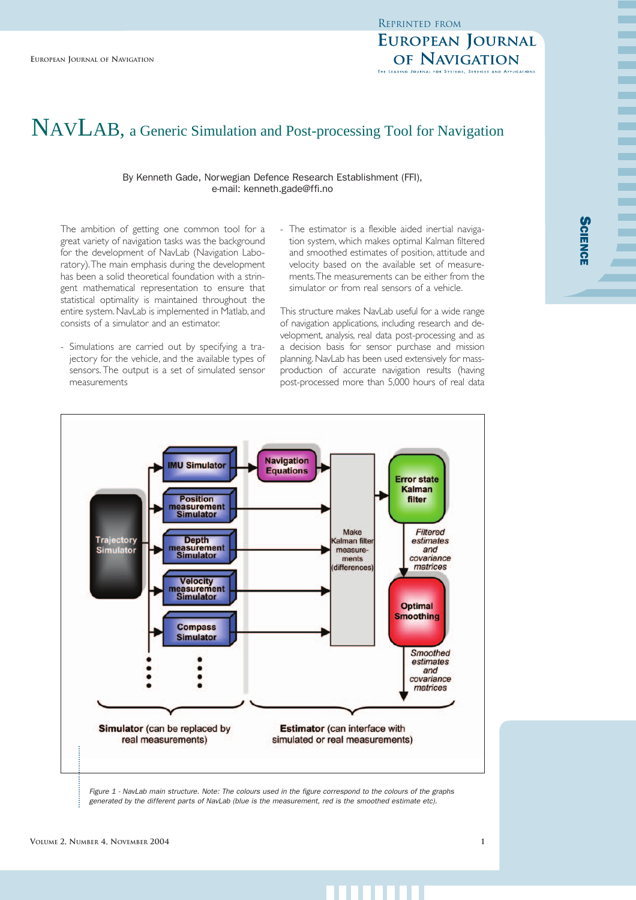# NAVLAB, a Generic Simulation and Post-processing Tool for Navigation

By Kenneth Gade, Norwegian Defence Research Establishment (FFI),
e-mail: kenneth.gade@ffi.no

The ambition of getting one common tool for a great variety of navigation tasks was the background for the development of NavLab (Navigation Laboratory). The main emphasis during the development has been a solid theoretical foundation with a stringent mathematical representation to ensure that statistical optimality is maintained throughout the entire system. NavLab is implemented in Matlab, and consists of a simulator and an estimator.

- Simulations are carried out by specifying a trajectory for the vehicle, and the available types of sensors. The output is a set of simulated sensor measurements
- The estimator is a flexible aided inertial navigation system, which makes optimal Kalman filtered and smoothed estimates of position, attitude and velocity based on the available set of measurements. The measurements can be either from the simulator or from real sensors of a vehicle.

This structure makes NavLab useful for a wide range of navigation applications, including research and development, analysis, real data post-processing and as a decision basis for sensor purchase and mission planning. NavLab has been used extensively for mass-production of accurate navigation results (having post-processed more than 5,000 hours of real data

*Figure 1 - NavLab main structure. Note: The colours used in the figure correspond to the colours of the graphs generated by the different parts of NavLab (blue is the measurement, red is the smoothed estimate etc).*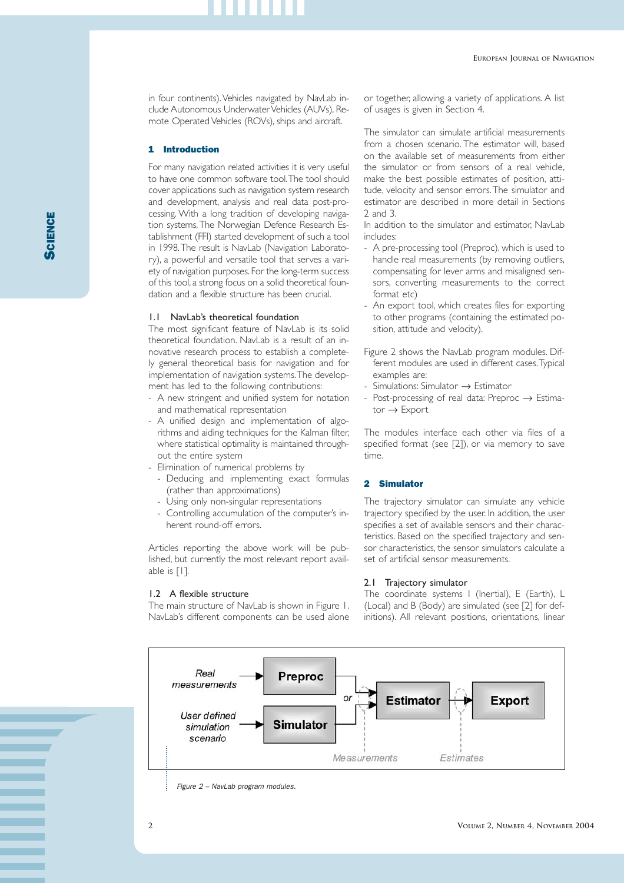in four continents). Vehicles navigated by NavLab include Autonomous Underwater Vehicles (AUVs), Remote Operated Vehicles (ROVs), ships and aircraft.

## 1 Introduction

For many navigation related activities it is very useful to have one common software tool. The tool should cover applications such as navigation system research and development, analysis and real data post-processing. With a long tradition of developing navigation systems, The Norwegian Defence Research Establishment (FFI) started development of such a tool in 1998. The result is NavLab (Navigation Laboratory), a powerful and versatile tool that serves a variety of navigation purposes. For the long-term success of this tool, a strong focus on a solid theoretical foundation and a flexible structure has been crucial.

### 1.1 NavLab's theoretical foundation

The most significant feature of NavLab is its solid theoretical foundation. NavLab is a result of an innovative research process to establish a completely general theoretical basis for navigation and for implementation of navigation systems. The development has led to the following contributions:

- A new stringent and unified system for notation and mathematical representation
- A unified design and implementation of algorithms and aiding techniques for the Kalman filter, where statistical optimality is maintained throughout the entire system
- Elimination of numerical problems by
  - Deducing and implementing exact formulas (rather than approximations)
  - Using only non-singular representations
  - Controlling accumulation of the computer's inherent round-off errors.

Articles reporting the above work will be published, but currently the most relevant report available is [1].

### 1.2 A flexible structure

The main structure of NavLab is shown in Figure 1. NavLab's different components can be used alone or together, allowing a variety of applications. A list of usages is given in Section 4.

The simulator can simulate artificial measurements from a chosen scenario. The estimator will, based on the available set of measurements from either the simulator or from sensors of a real vehicle, make the best possible estimates of position, attitude, velocity and sensor errors. The simulator and estimator are described in more detail in Sections 2 and 3.

In addition to the simulator and estimator, NavLab includes:

- A pre-processing tool (Preproc), which is used to handle real measurements (by removing outliers, compensating for lever arms and misaligned sensors, converting measurements to the correct format etc)
- An export tool, which creates files for exporting to other programs (containing the estimated position, attitude and velocity).

Figure 2 shows the NavLab program modules. Different modules are used in different cases. Typical examples are:

- Simulations: Simulator → Estimator
- Post-processing of real data: Preproc → Estimator → Export

The modules interface each other via files of a specified format (see [2]), or via memory to save time.

## 2 Simulator

The trajectory simulator can simulate any vehicle trajectory specified by the user. In addition, the user specifies a set of available sensors and their characteristics. Based on the specified trajectory and sensor characteristics, the sensor simulators calculate a set of artificial sensor measurements.

### 2.1 Trajectory simulator

The coordinate systems I (Inertial), E (Earth), L (Local) and B (Body) are simulated (see [2] for definitions). All relevant positions, orientations, linear

*Figure 2 – NavLab program modules.*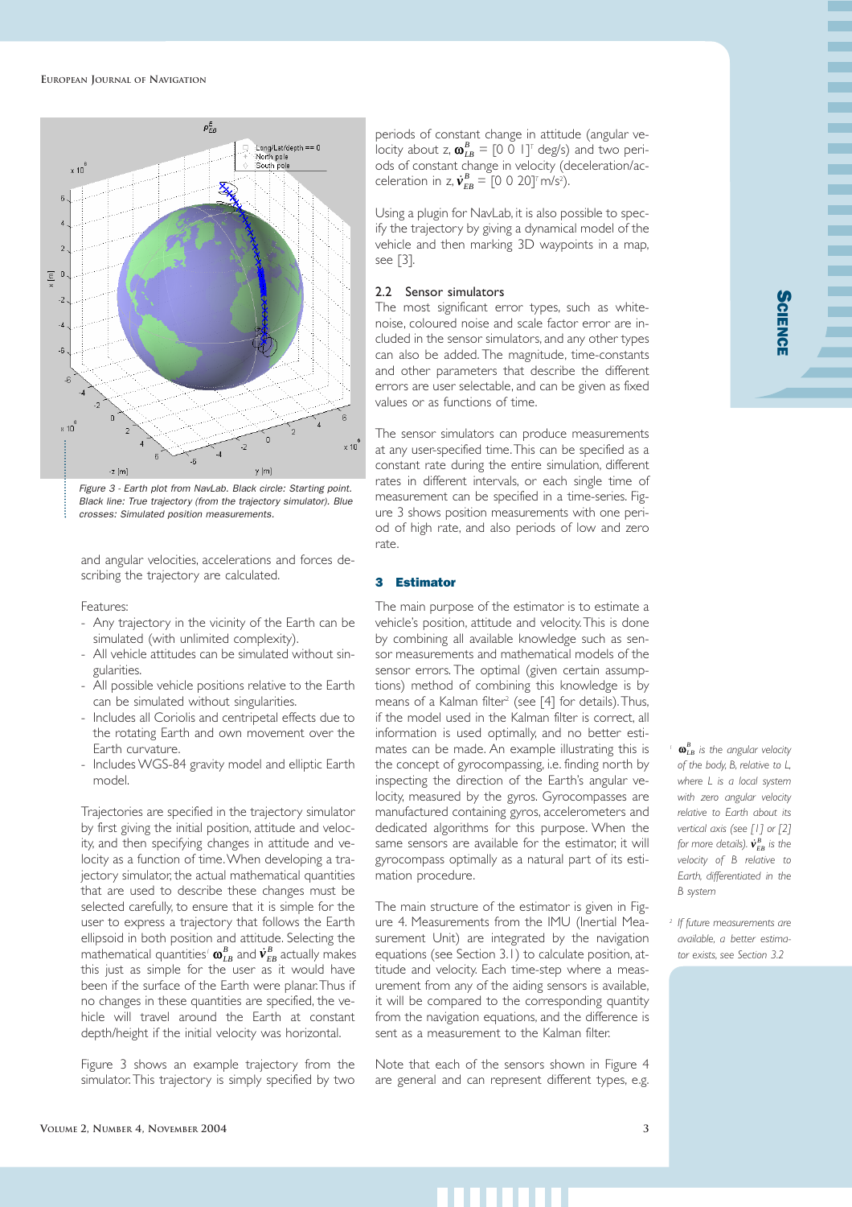Figure 3 - Earth plot from NavLab. Black circle: Starting point. Black line: True trajectory (from the trajectory simulator). Blue crosses: Simulated position measurements.

and angular velocities, accelerations and forces describing the trajectory are calculated.

Features:

- Any trajectory in the vicinity of the Earth can be simulated (with unlimited complexity).
- All vehicle attitudes can be simulated without singularities.
- All possible vehicle positions relative to the Earth can be simulated without singularities.
- Includes all Coriolis and centripetal effects due to the rotating Earth and own movement over the Earth curvature.
- Includes WGS-84 gravity model and elliptic Earth model.

Trajectories are specified in the trajectory simulator by first giving the initial position, attitude and velocity, and then specifying changes in attitude and velocity as a function of time. When developing a trajectory simulator, the actual mathematical quantities that are used to describe these changes must be selected carefully, to ensure that it is simple for the user to express a trajectory that follows the Earth ellipsoid in both position and attitude. Selecting the mathematical quantities[1] $\boldsymbol{\omega}_{LB}^{B}$ and $\dot{\mathbf{v}}_{EB}^{B}$ actually makes this just as simple for the user as it would have been if the surface of the Earth were planar. Thus if no changes in these quantities are specified, the vehicle will travel around the Earth at constant depth/height if the initial velocity was horizontal.

Figure 3 shows an example trajectory from the simulator. This trajectory is simply specified by two periods of constant change in attitude (angular velocity about z, $\boldsymbol{\omega}_{LB}^{B} = [0\ 0\ 1]^{\mathrm{T}}$ deg/s) and two periods of constant change in velocity (deceleration/acceleration in z, $\dot{\mathbf{v}}_{EB}^{B} = [0\ 0\ 20]^{\mathrm{T}}$ m/s$^2$).

Using a plugin for NavLab, it is also possible to specify the trajectory by giving a dynamical model of the vehicle and then marking 3D waypoints in a map, see [3].

### 2.2 Sensor simulators

The most significant error types, such as white-noise, coloured noise and scale factor error are included in the sensor simulators, and any other types can also be added. The magnitude, time-constants and other parameters that describe the different errors are user selectable, and can be given as fixed values or as functions of time.

The sensor simulators can produce measurements at any user-specified time. This can be specified as a constant rate during the entire simulation, different rates in different intervals, or each single time of measurement can be specified in a time-series. Figure 3 shows position measurements with one period of high rate, and also periods of low and zero rate.

## 3 Estimator

The main purpose of the estimator is to estimate a vehicle's position, attitude and velocity. This is done by combining all available knowledge such as sensor measurements and mathematical models of the sensor errors. The optimal (given certain assumptions) method of combining this knowledge is by means of a Kalman filter[2] (see [4] for details). Thus, if the model used in the Kalman filter is correct, all information is used optimally, and no better estimates can be made. An example illustrating this is the concept of gyrocompassing, i.e. finding north by inspecting the direction of the Earth's angular velocity, measured by the gyros. Gyrocompasses are manufactured containing gyros, accelerometers and dedicated algorithms for this purpose. When the same sensors are available for the estimator, it will gyrocompass optimally as a natural part of its estimation procedure.

The main structure of the estimator is given in Figure 4. Measurements from the IMU (Inertial Measurement Unit) are integrated by the navigation equations (see Section 3.1) to calculate position, attitude and velocity. Each time-step where a measurement from any of the aiding sensors is available, it will be compared to the corresponding quantity from the navigation equations, and the difference is sent as a measurement to the Kalman filter.

Note that each of the sensors shown in Figure 4 are general and can represent different types, e.g.

---

[1] $\boldsymbol{\omega}_{LB}^{B}$ is the angular velocity of the body, B, relative to L, where L is a local system with zero angular velocity relative to Earth about its vertical axis (see [1] or [2] for more details). $\dot{\mathbf{v}}_{EB}^{B}$ is the velocity of B relative to Earth, differentiated in the B system

[2] If future measurements are available, a better estimator exists, see Section 3.2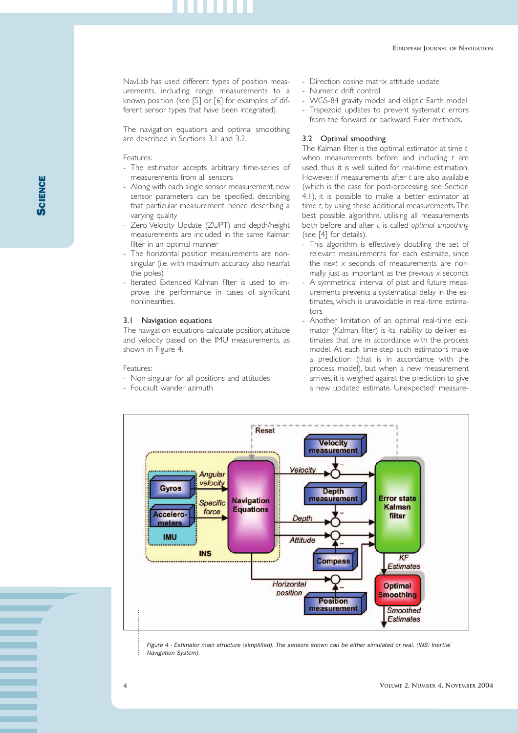NavLab has used different types of position measurements, including range measurements to a known position (see [5] or [6] for examples of different sensor types that have been integrated).

The navigation equations and optimal smoothing are described in Sections 3.1 and 3.2.

Features:

- The estimator accepts arbitrary time-series of measurements from all sensors
- Along with each single sensor measurement, new sensor parameters can be specified, describing that particular measurement, hence describing a varying quality
- Zero Velocity Update (ZUPT) and depth/height measurements are included in the same Kalman filter in an optimal manner
- The horizontal position measurements are non-singular (i.e. with maximum accuracy also near/at the poles)
- Iterated Extended Kalman filter is used to improve the performance in cases of significant nonlinearities.

### 3.1 Navigation equations

The navigation equations calculate position, attitude and velocity based on the IMU measurements, as shown in Figure 4.

Features:

- Non-singular for all positions and attitudes
- Foucault wander azimuth
- Direction cosine matrix attitude update
- Numeric drift control
- WGS-84 gravity model and elliptic Earth model
- Trapezoid updates to prevent systematic errors from the forward or backward Euler methods.

### 3.2 Optimal smoothing

The Kalman filter is the optimal estimator at time *t*, when measurements before and including *t* are used, thus it is well suited for real-time estimation. However, if measurements after *t* are also available (which is the case for post-processing, see Section 4.1), it is possible to make a better estimator at time *t*, by using these additional measurements. The best possible algorithm, utilising all measurements both before and after *t*, is called *optimal smoothing* (see [4] for details).

- This algorithm is effectively doubling the set of relevant measurements for each estimate, since the *next x* seconds of measurements are normally just as important as the *previous x* seconds
- A symmetrical interval of past and future measurements prevents a systematical delay in the estimates, which is unavoidable in real-time estimators
- Another limitation of an optimal real-time estimator (Kalman filter) is its inability to deliver estimates that are in accordance with the process model. At each time-step such estimators make a prediction (that is in accordance with the process model), but when a new measurement arrives, it is weighed against the prediction to give a new updated estimate. Unexpected[3] measure-

*Figure 4 - Estimator main structure (simplified). The sensors shown can be either simulated or real. (INS: Inertial Navigation System).*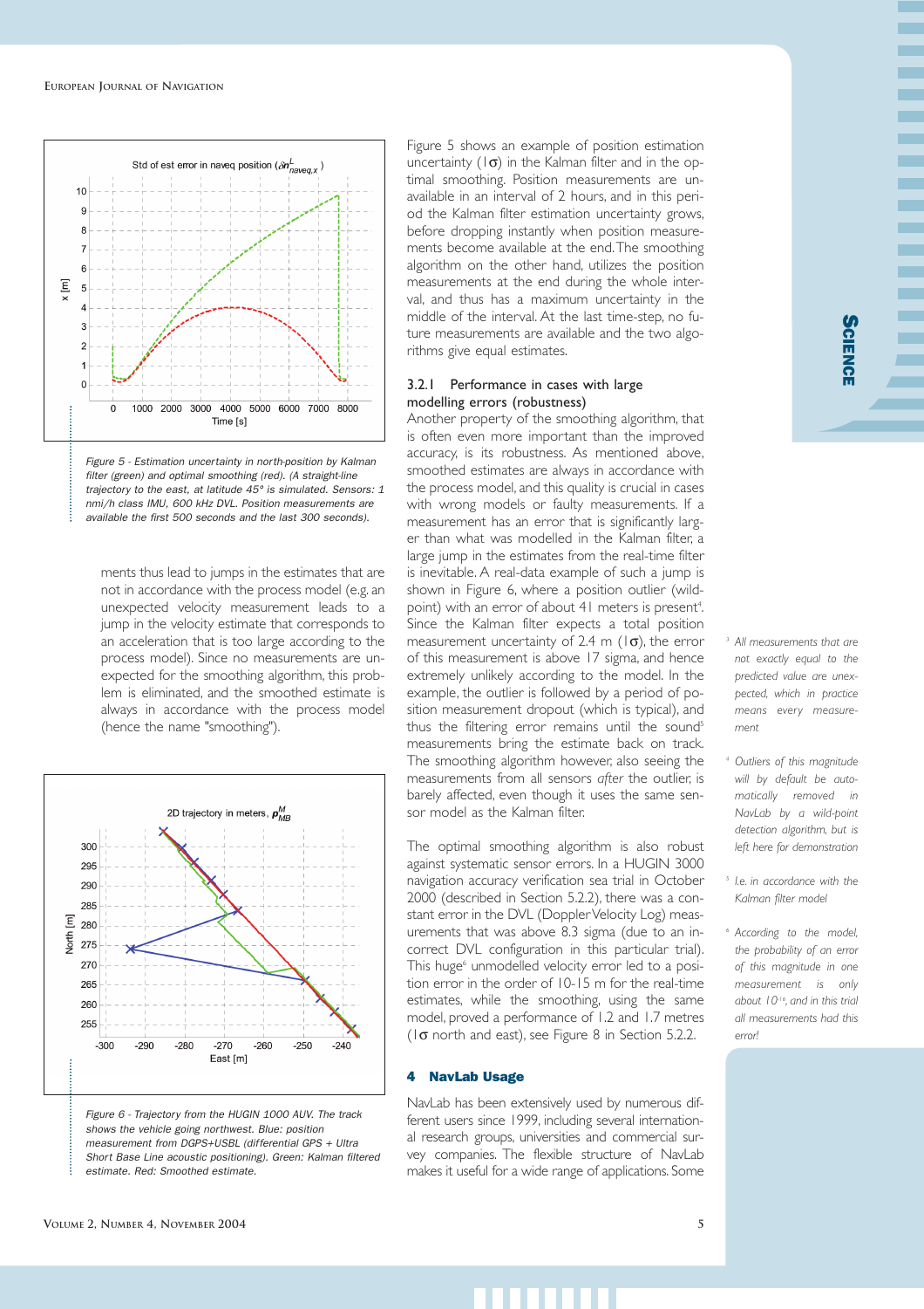Figure 5 - Estimation uncertainty in north-position by Kalman filter (green) and optimal smoothing (red). (A straight-line trajectory to the east, at latitude 45° is simulated. Sensors: 1 nmi/h class IMU, 600 kHz DVL. Position measurements are available the first 500 seconds and the last 300 seconds).

ments thus lead to jumps in the estimates that are not in accordance with the process model (e.g. an unexpected velocity measurement leads to a jump in the velocity estimate that corresponds to an acceleration that is too large according to the process model). Since no measurements are unexpected for the smoothing algorithm, this problem is eliminated, and the smoothed estimate is always in accordance with the process model (hence the name "smoothing").

Figure 6 - Trajectory from the HUGIN 1000 AUV. The track shows the vehicle going northwest. Blue: position measurement from DGPS+USBL (differential GPS + Ultra Short Base Line acoustic positioning). Green: Kalman filtered estimate. Red: Smoothed estimate.

Figure 5 shows an example of position estimation uncertainty ($1\sigma$) in the Kalman filter and in the optimal smoothing. Position measurements are unavailable in an interval of 2 hours, and in this period the Kalman filter estimation uncertainty grows, before dropping instantly when position measurements become available at the end. The smoothing algorithm on the other hand, utilizes the position measurements at the end during the whole interval, and thus has a maximum uncertainty in the middle of the interval. At the last time-step, no future measurements are available and the two algorithms give equal estimates.

### 3.2.1 Performance in cases with large modelling errors (robustness)

Another property of the smoothing algorithm, that is often even more important than the improved accuracy, is its robustness. As mentioned above, smoothed estimates are always in accordance with the process model, and this quality is crucial in cases with wrong models or faulty measurements. If a measurement has an error that is significantly larger than what was modelled in the Kalman filter, a large jump in the estimates from the real-time filter is inevitable. A real-data example of such a jump is shown in Figure 6, where a position outlier (wild-point) with an error of about 41 meters is present[4]. Since the Kalman filter expects a total position measurement uncertainty of 2.4 m ($1\sigma$), the error of this measurement is above 17 sigma, and hence extremely unlikely according to the model. In the example, the outlier is followed by a period of position measurement dropout (which is typical), and thus the filtering error remains until the sound[5] measurements bring the estimate back on track. The smoothing algorithm however, also seeing the measurements from all sensors *after* the outlier, is barely affected, even though it uses the same sensor model as the Kalman filter.

The optimal smoothing algorithm is also robust against systematic sensor errors. In a HUGIN 3000 navigation accuracy verification sea trial in October 2000 (described in Section 5.2.2), there was a constant error in the DVL (Doppler Velocity Log) measurements that was above 8.3 sigma (due to an incorrect DVL configuration in this particular trial). This huge[6] unmodelled velocity error led to a position error in the order of 10-15 m for the real-time estimates, while the smoothing, using the same model, proved a performance of 1.2 and 1.7 metres ($1\sigma$ north and east), see Figure 8 in Section 5.2.2.

## 4 NavLab Usage

NavLab has been extensively used by numerous different users since 1999, including several international research groups, universities and commercial survey companies. The flexible structure of NavLab makes it useful for a wide range of applications. Some

[3] All measurements that are not exactly equal to the predicted value are unexpected, which in practice means every measurement

[4] Outliers of this magnitude will by default be automatically removed in NavLab by a wild-point detection algorithm, but is left here for demonstration

[5] I.e. in accordance with the Kalman filter model

[6] According to the model, the probability of an error of this magnitude in one measurement is only about $10^{-16}$, and in this trial all measurements had this error!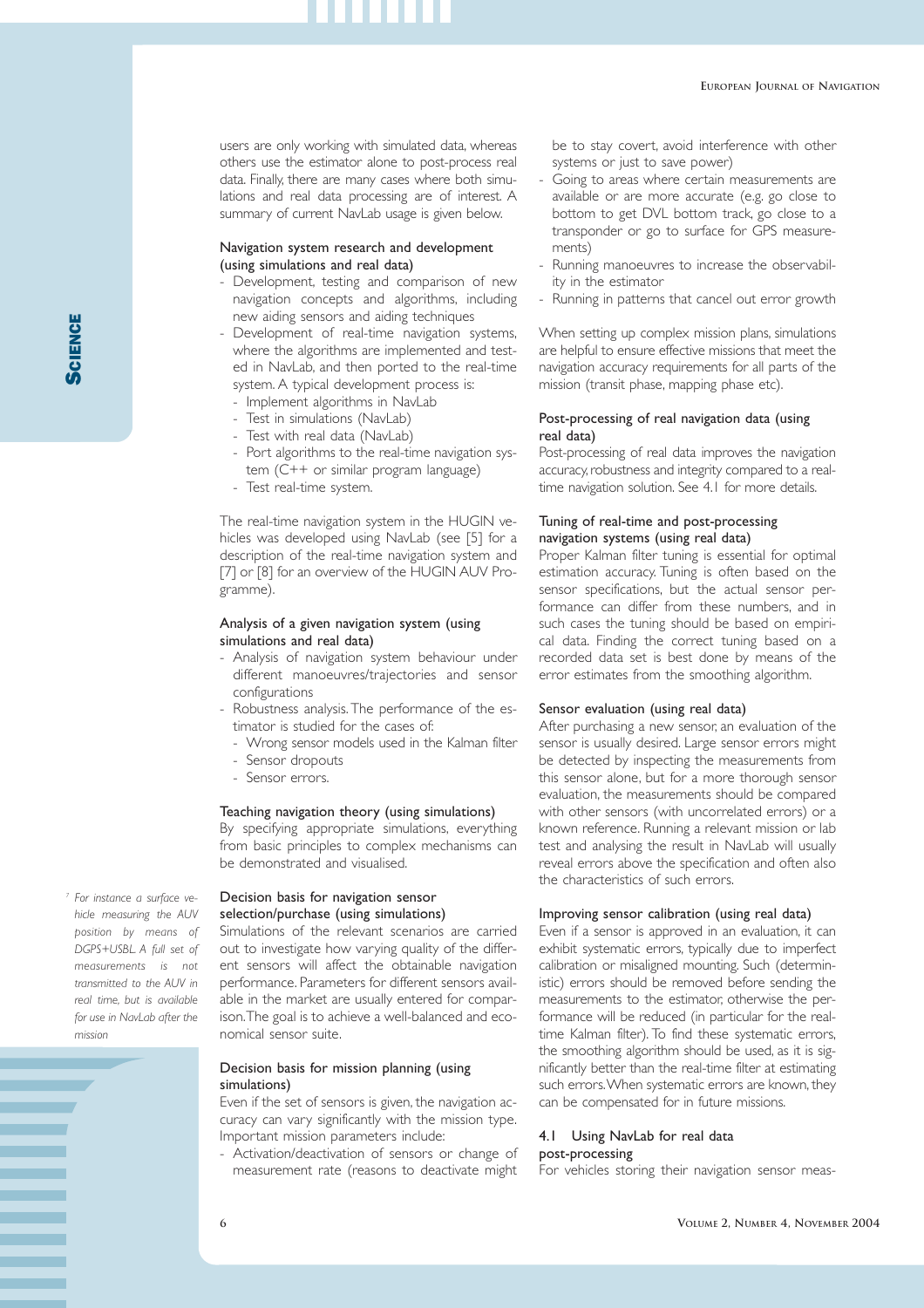users are only working with simulated data, whereas others use the estimator alone to post-process real data. Finally, there are many cases where both simulations and real data processing are of interest. A summary of current NavLab usage is given below.

#### Navigation system research and development (using simulations and real data)

- Development, testing and comparison of new navigation concepts and algorithms, including new aiding sensors and aiding techniques
- Development of real-time navigation systems, where the algorithms are implemented and tested in NavLab, and then ported to the real-time system. A typical development process is:
  - Implement algorithms in NavLab
  - Test in simulations (NavLab)
  - Test with real data (NavLab)
  - Port algorithms to the real-time navigation system (C++ or similar program language)
  - Test real-time system.

The real-time navigation system in the HUGIN vehicles was developed using NavLab (see [5] for a description of the real-time navigation system and [7] or [8] for an overview of the HUGIN AUV Programme).

#### Analysis of a given navigation system (using simulations and real data)

- Analysis of navigation system behaviour under different manoeuvres/trajectories and sensor configurations
- Robustness analysis. The performance of the estimator is studied for the cases of:
  - Wrong sensor models used in the Kalman filter
  - Sensor dropouts
  - Sensor errors.

#### Teaching navigation theory (using simulations)

By specifying appropriate simulations, everything from basic principles to complex mechanisms can be demonstrated and visualised.

#### Decision basis for navigation sensor selection/purchase (using simulations)

Simulations of the relevant scenarios are carried out to investigate how varying quality of the different sensors will affect the obtainable navigation performance. Parameters for different sensors available in the market are usually entered for comparison. The goal is to achieve a well-balanced and economical sensor suite.

#### Decision basis for mission planning (using simulations)

Even if the set of sensors is given, the navigation accuracy can vary significantly with the mission type. Important mission parameters include:

- Activation/deactivation of sensors or change of measurement rate (reasons to deactivate might be to stay covert, avoid interference with other systems or just to save power)
- Going to areas where certain measurements are available or are more accurate (e.g. go close to bottom to get DVL bottom track, go close to a transponder or go to surface for GPS measurements)
- Running manoeuvres to increase the observability in the estimator
- Running in patterns that cancel out error growth

When setting up complex mission plans, simulations are helpful to ensure effective missions that meet the navigation accuracy requirements for all parts of the mission (transit phase, mapping phase etc).

#### Post-processing of real navigation data (using real data)

Post-processing of real data improves the navigation accuracy, robustness and integrity compared to a real-time navigation solution. See 4.1 for more details.

#### Tuning of real-time and post-processing navigation systems (using real data)

Proper Kalman filter tuning is essential for optimal estimation accuracy. Tuning is often based on the sensor specifications, but the actual sensor performance can differ from these numbers, and in such cases the tuning should be based on empirical data. Finding the correct tuning based on a recorded data set is best done by means of the error estimates from the smoothing algorithm.

#### Sensor evaluation (using real data)

After purchasing a new sensor, an evaluation of the sensor is usually desired. Large sensor errors might be detected by inspecting the measurements from this sensor alone, but for a more thorough sensor evaluation, the measurements should be compared with other sensors (with uncorrelated errors) or a known reference. Running a relevant mission or lab test and analysing the result in NavLab will usually reveal errors above the specification and often also the characteristics of such errors.

#### Improving sensor calibration (using real data)

Even if a sensor is approved in an evaluation, it can exhibit systematic errors, typically due to imperfect calibration or misaligned mounting. Such (deterministic) errors should be removed before sending the measurements to the estimator, otherwise the performance will be reduced (in particular for the real-time Kalman filter). To find these systematic errors, the smoothing algorithm should be used, as it is significantly better than the real-time filter at estimating such errors. When systematic errors are known, they can be compensated for in future missions.

### 4.1 Using NavLab for real data post-processing

For vehicles storing their navigation sensor meas-

[7] *For instance a surface vehicle measuring the AUV position by means of DGPS+USBL. A full set of measurements is not transmitted to the AUV in real time, but is available for use in NavLab after the mission*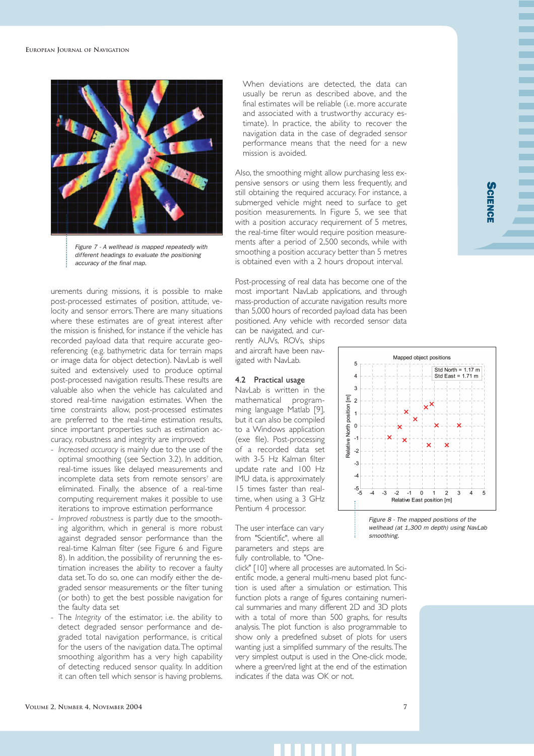Figure 7 - A wellhead is mapped repeatedly with different headings to evaluate the positioning accuracy of the final map.

urements during missions, it is possible to make post-processed estimates of position, attitude, velocity and sensor errors. There are many situations where these estimates are of great interest after the mission is finished, for instance if the vehicle has recorded payload data that require accurate geo-referencing (e.g. bathymetric data for terrain maps or image data for object detection). NavLab is well suited and extensively used to produce optimal post-processed navigation results. These results are valuable also when the vehicle has calculated and stored real-time navigation estimates. When the time constraints allow, post-processed estimates are preferred to the real-time estimation results, since important properties such as estimation accuracy, robustness and integrity are improved:

- *Increased accuracy* is mainly due to the use of the optimal smoothing (see Section 3.2). In addition, real-time issues like delayed measurements and incomplete data sets from remote sensors[7] are eliminated. Finally, the absence of a real-time computing requirement makes it possible to use iterations to improve estimation performance
- *Improved robustness* is partly due to the smoothing algorithm, which in general is more robust against degraded sensor performance than the real-time Kalman filter (see Figure 6 and Figure 8). In addition, the possibility of rerunning the estimation increases the ability to recover a faulty data set. To do so, one can modify either the degraded sensor measurements or the filter tuning (or both) to get the best possible navigation for the faulty data set
- The *Integrity* of the estimator, i.e. the ability to detect degraded sensor performance and degraded total navigation performance, is critical for the users of the navigation data. The optimal smoothing algorithm has a very high capability of detecting reduced sensor quality. In addition it can often tell which sensor is having problems.

When deviations are detected, the data can usually be rerun as described above, and the final estimates will be reliable (i.e. more accurate and associated with a trustworthy accuracy estimate). In practice, the ability to recover the navigation data in the case of degraded sensor performance means that the need for a new mission is avoided.

Also, the smoothing might allow purchasing less expensive sensors or using them less frequently, and still obtaining the required accuracy. For instance, a submerged vehicle might need to surface to get position measurements. In Figure 5, we see that with a position accuracy requirement of 5 metres, the real-time filter would require position measurements after a period of 2,500 seconds, while with smoothing a position accuracy better than 5 metres is obtained even with a 2 hours dropout interval.

Post-processing of real data has become one of the most important NavLab applications, and through mass-production of accurate navigation results more than 5,000 hours of recorded payload data has been positioned. Any vehicle with recorded sensor data can be navigated, and currently AUVs, ROVs, ships and aircraft have been navigated with NavLab.

### 4.2 Practical usage

NavLab is written in the mathematical programming language Matlab [9], but it can also be compiled to a Windows application (exe file). Post-processing of a recorded data set with 3-5 Hz Kalman filter update rate and 100 Hz IMU data, is approximately 15 times faster than real-time, when using a 3 GHz Pentium 4 processor.

Figure 8 - The mapped positions of the wellhead (at 1,300 m depth) using NavLab smoothing.

The user interface can vary from "Scientific", where all parameters and steps are fully controllable, to "One-click" [10] where all processes are automated. In Scientific mode, a general multi-menu based plot function is used after a simulation or estimation. This function plots a range of figures containing numerical summaries and many different 2D and 3D plots with a total of more than 500 graphs, for results analysis. The plot function is also programmable to show only a predefined subset of plots for users wanting just a simplified summary of the results. The very simplest output is used in the One-click mode, where a green/red light at the end of the estimation indicates if the data was OK or not.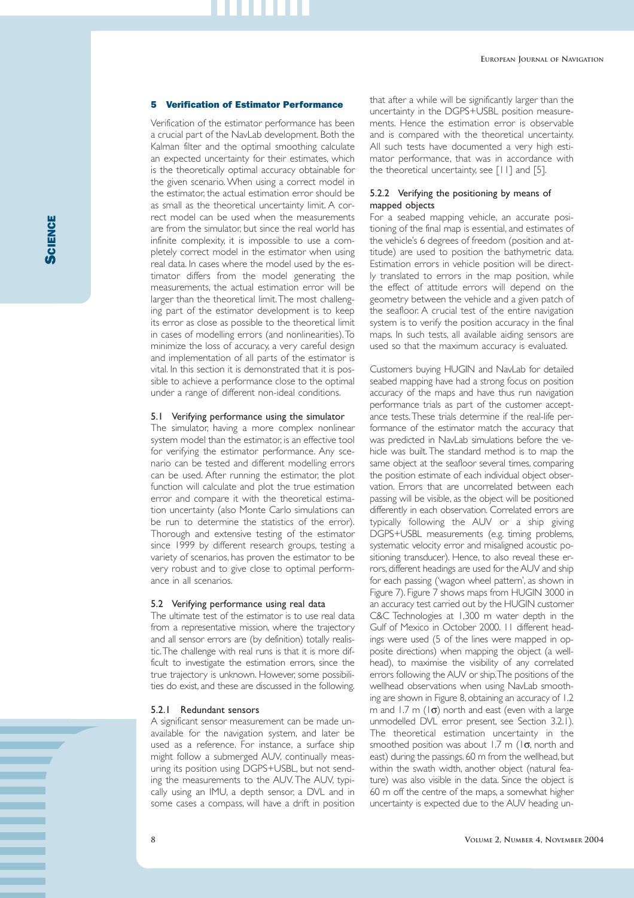## 5 Verification of Estimator Performance

Verification of the estimator performance has been a crucial part of the NavLab development. Both the Kalman filter and the optimal smoothing calculate an expected uncertainty for their estimates, which is the theoretically optimal accuracy obtainable for the given scenario. When using a correct model in the estimator, the actual estimation error should be as small as the theoretical uncertainty limit. A correct model can be used when the measurements are from the simulator, but since the real world has infinite complexity, it is impossible to use a completely correct model in the estimator when using real data. In cases where the model used by the estimator differs from the model generating the measurements, the actual estimation error will be larger than the theoretical limit. The most challenging part of the estimator development is to keep its error as close as possible to the theoretical limit in cases of modelling errors (and nonlinearities). To minimize the loss of accuracy, a very careful design and implementation of all parts of the estimator is vital. In this section it is demonstrated that it is possible to achieve a performance close to the optimal under a range of different non-ideal conditions.

### 5.1 Verifying performance using the simulator

The simulator, having a more complex nonlinear system model than the estimator, is an effective tool for verifying the estimator performance. Any scenario can be tested and different modelling errors can be used. After running the estimator, the plot function will calculate and plot the true estimation error and compare it with the theoretical estimation uncertainty (also Monte Carlo simulations can be run to determine the statistics of the error). Thorough and extensive testing of the estimator since 1999 by different research groups, testing a variety of scenarios, has proven the estimator to be very robust and to give close to optimal performance in all scenarios.

### 5.2 Verifying performance using real data

The ultimate test of the estimator is to use real data from a representative mission, where the trajectory and all sensor errors are (by definition) totally realistic. The challenge with real runs is that it is more difficult to investigate the estimation errors, since the true trajectory is unknown. However, some possibilities do exist, and these are discussed in the following.

#### 5.2.1 Redundant sensors

A significant sensor measurement can be made unavailable for the navigation system, and later be used as a reference. For instance, a surface ship might follow a submerged AUV, continually measuring its position using DGPS+USBL, but not sending the measurements to the AUV. The AUV, typically using an IMU, a depth sensor, a DVL and in some cases a compass, will have a drift in position that after a while will be significantly larger than the uncertainty in the DGPS+USBL position measurements. Hence the estimation error is observable and is compared with the theoretical uncertainty. All such tests have documented a very high estimator performance, that was in accordance with the theoretical uncertainty, see [11] and [5].

#### 5.2.2 Verifying the positioning by means of mapped objects

For a seabed mapping vehicle, an accurate positioning of the final map is essential, and estimates of the vehicle's 6 degrees of freedom (position and attitude) are used to position the bathymetric data. Estimation errors in vehicle position will be directly translated to errors in the map position, while the effect of attitude errors will depend on the geometry between the vehicle and a given patch of the seafloor. A crucial test of the entire navigation system is to verify the position accuracy in the final maps. In such tests, all available aiding sensors are used so that the maximum accuracy is evaluated.

Customers buying HUGIN and NavLab for detailed seabed mapping have had a strong focus on position accuracy of the maps and have thus run navigation performance trials as part of the customer acceptance tests. These trials determine if the real-life performance of the estimator match the accuracy that was predicted in NavLab simulations before the vehicle was built. The standard method is to map the same object at the seafloor several times, comparing the position estimate of each individual object observation. Errors that are uncorrelated between each passing will be visible, as the object will be positioned differently in each observation. Correlated errors are typically following the AUV or a ship giving DGPS+USBL measurements (e.g. timing problems, systematic velocity error and misaligned acoustic positioning transducer). Hence, to also reveal these errors, different headings are used for the AUV and ship for each passing ('wagon wheel pattern', as shown in Figure 7). Figure 7 shows maps from HUGIN 3000 in an accuracy test carried out by the HUGIN customer C&C Technologies at 1,300 m water depth in the Gulf of Mexico in October 2000. 11 different headings were used (5 of the lines were mapped in opposite directions) when mapping the object (a wellhead), to maximise the visibility of any correlated errors following the AUV or ship. The positions of the wellhead observations when using NavLab smoothing are shown in Figure 8, obtaining an accuracy of 1.2 m and 1.7 m (1σ) north and east (even with a large unmodelled DVL error present, see Section 3.2.1). The theoretical estimation uncertainty in the smoothed position was about 1.7 m (1σ, north and east) during the passings. 60 m from the wellhead, but within the swath width, another object (natural feature) was also visible in the data. Since the object is 60 m off the centre of the maps, a somewhat higher uncertainty is expected due to the AUV heading un-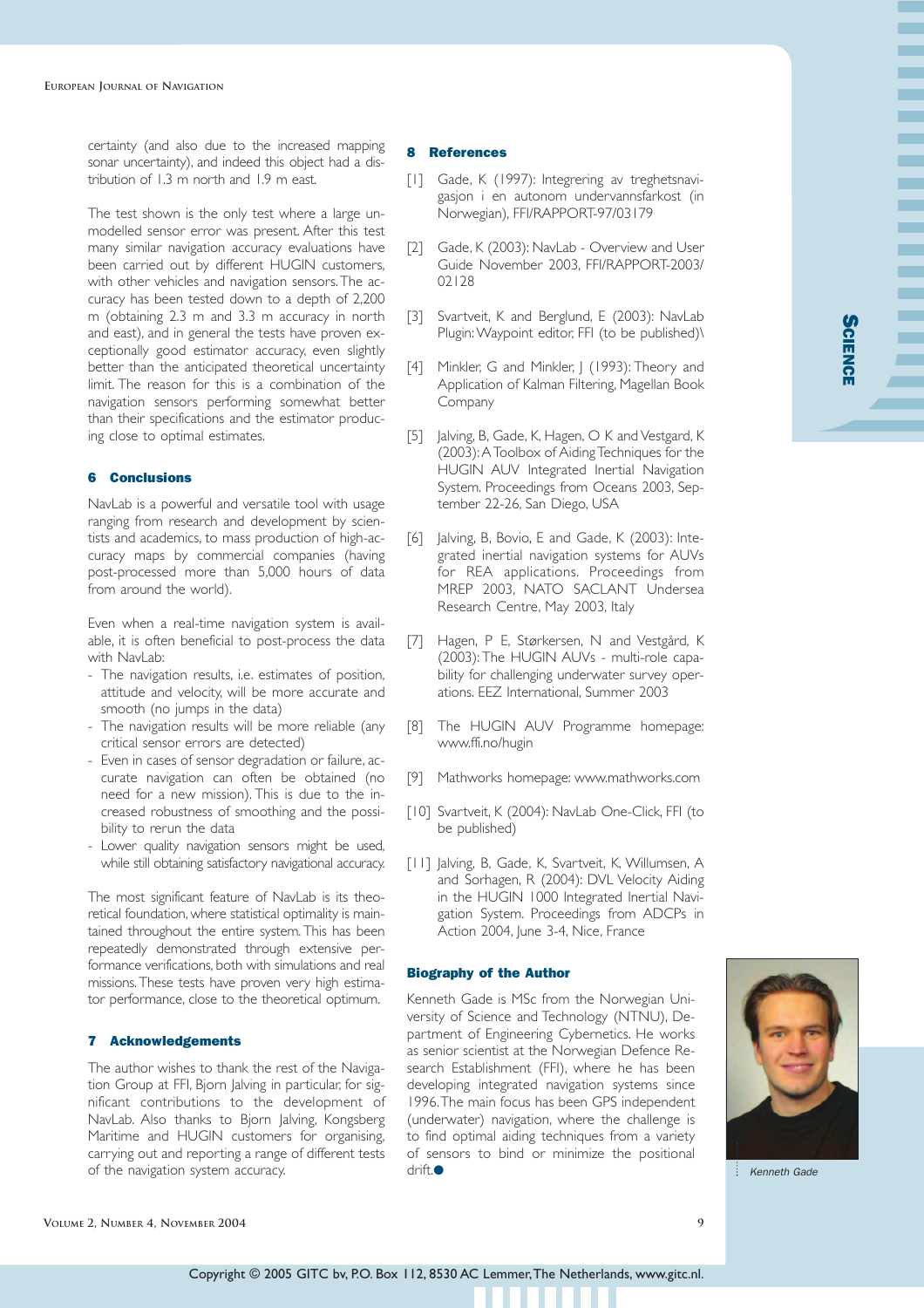certainty (and also due to the increased mapping sonar uncertainty), and indeed this object had a distribution of 1.3 m north and 1.9 m east.

The test shown is the only test where a large unmodelled sensor error was present. After this test many similar navigation accuracy evaluations have been carried out by different HUGIN customers, with other vehicles and navigation sensors. The accuracy has been tested down to a depth of 2,200 m (obtaining 2.3 m and 3.3 m accuracy in north and east), and in general the tests have proven exceptionally good estimator accuracy, even slightly better than the anticipated theoretical uncertainty limit. The reason for this is a combination of the navigation sensors performing somewhat better than their specifications and the estimator producing close to optimal estimates.

## 6 Conclusions

NavLab is a powerful and versatile tool with usage ranging from research and development by scientists and academics, to mass production of high-accuracy maps by commercial companies (having post-processed more than 5,000 hours of data from around the world).

Even when a real-time navigation system is available, it is often beneficial to post-process the data with NavLab:

- The navigation results, i.e. estimates of position, attitude and velocity, will be more accurate and smooth (no jumps in the data)
- The navigation results will be more reliable (any critical sensor errors are detected)
- Even in cases of sensor degradation or failure, accurate navigation can often be obtained (no need for a new mission). This is due to the increased robustness of smoothing and the possibility to rerun the data
- Lower quality navigation sensors might be used, while still obtaining satisfactory navigational accuracy.

The most significant feature of NavLab is its theoretical foundation, where statistical optimality is maintained throughout the entire system. This has been repeatedly demonstrated through extensive performance verifications, both with simulations and real missions. These tests have proven very high estimator performance, close to the theoretical optimum.

## 7 Acknowledgements

The author wishes to thank the rest of the Navigation Group at FFI, Bjorn Jalving in particular, for significant contributions to the development of NavLab. Also thanks to Bjorn Jalving, Kongsberg Maritime and HUGIN customers for organising, carrying out and reporting a range of different tests of the navigation system accuracy.

## 8 References

[1] Gade, K (1997): Integrering av treghetsnavigasjon i en autonom undervannsfarkost (in Norwegian), FFI/RAPPORT-97/03179

[2] Gade, K (2003): NavLab - Overview and User Guide November 2003, FFI/RAPPORT-2003/02128

[3] Svartveit, K and Berglund, E (2003): NavLab Plugin: Waypoint editor, FFI (to be published)\

[4] Minkler, G and Minkler, J (1993): Theory and Application of Kalman Filtering, Magellan Book Company

[5] Jalving, B, Gade, K, Hagen, O K and Vestgard, K (2003): A Toolbox of Aiding Techniques for the HUGIN AUV Integrated Inertial Navigation System. Proceedings from Oceans 2003, September 22-26, San Diego, USA

[6] Jalving, B, Bovio, E and Gade, K (2003): Integrated inertial navigation systems for AUVs for REA applications. Proceedings from MREP 2003, NATO SACLANT Undersea Research Centre, May 2003, Italy

[7] Hagen, P E, Størkersen, N and Vestgård, K (2003): The HUGIN AUVs - multi-role capability for challenging underwater survey operations. EEZ International, Summer 2003

[8] The HUGIN AUV Programme homepage: www.ffi.no/hugin

[9] Mathworks homepage: www.mathworks.com

[10] Svartveit, K (2004): NavLab One-Click, FFI (to be published)

[11] Jalving, B, Gade, K, Svartveit, K, Willumsen, A and Sorhagen, R (2004): DVL Velocity Aiding in the HUGIN 1000 Integrated Inertial Navigation System. Proceedings from ADCPs in Action 2004, June 3-4, Nice, France

## Biography of the Author

Kenneth Gade is MSc from the Norwegian University of Science and Technology (NTNU), Department of Engineering Cybernetics. He works as senior scientist at the Norwegian Defence Research Establishment (FFI), where he has been developing integrated navigation systems since 1996. The main focus has been GPS independent (underwater) navigation, where the challenge is to find optimal aiding techniques from a variety of sensors to bind or minimize the positional drift.●

*Kenneth Gade*

Copyright © 2005 GITC bv, P.O. Box 112, 8530 AC Lemmer, The Netherlands, www.gitc.nl.